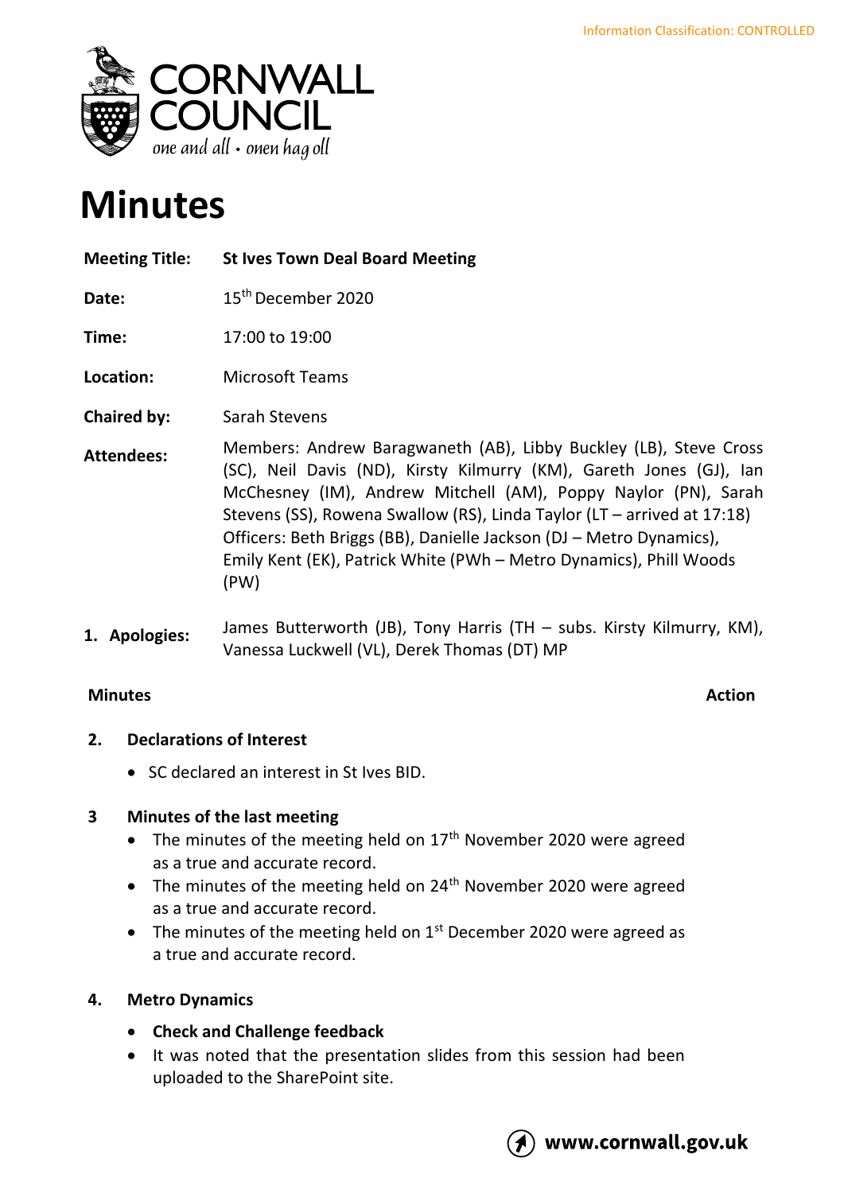Information Classification: CONTROLLED

CORNWALL COUNCIL
*one and all • onen hag oll*

# Minutes

| | |
|---|---|
| **Meeting Title:** | **St Ives Town Deal Board Meeting** |
| **Date:** | 15th December 2020 |
| **Time:** | 17:00 to 19:00 |
| **Location:** | Microsoft Teams |
| **Chaired by:** | Sarah Stevens |
| **Attendees:** | Members: Andrew Baragwaneth (AB), Libby Buckley (LB), Steve Cross (SC), Neil Davis (ND), Kirsty Kilmurry (KM), Gareth Jones (GJ), Ian McChesney (IM), Andrew Mitchell (AM), Poppy Naylor (PN), Sarah Stevens (SS), Rowena Swallow (RS), Linda Taylor (LT – arrived at 17:18) Officers: Beth Briggs (BB), Danielle Jackson (DJ – Metro Dynamics), Emily Kent (EK), Patrick White (PWh – Metro Dynamics), Phill Woods (PW) |
| **1. Apologies:** | James Butterworth (JB), Tony Harris (TH – subs. Kirsty Kilmurry, KM), Vanessa Luckwell (VL), Derek Thomas (DT) MP |

**Minutes** **Action**

**2. Declarations of Interest**

- SC declared an interest in St Ives BID.

**3 Minutes of the last meeting**

- The minutes of the meeting held on 17th November 2020 were agreed as a true and accurate record.
- The minutes of the meeting held on 24th November 2020 were agreed as a true and accurate record.
- The minutes of the meeting held on 1st December 2020 were agreed as a true and accurate record.

**4. Metro Dynamics**

- **Check and Challenge feedback**
- It was noted that the presentation slides from this session had been uploaded to the SharePoint site.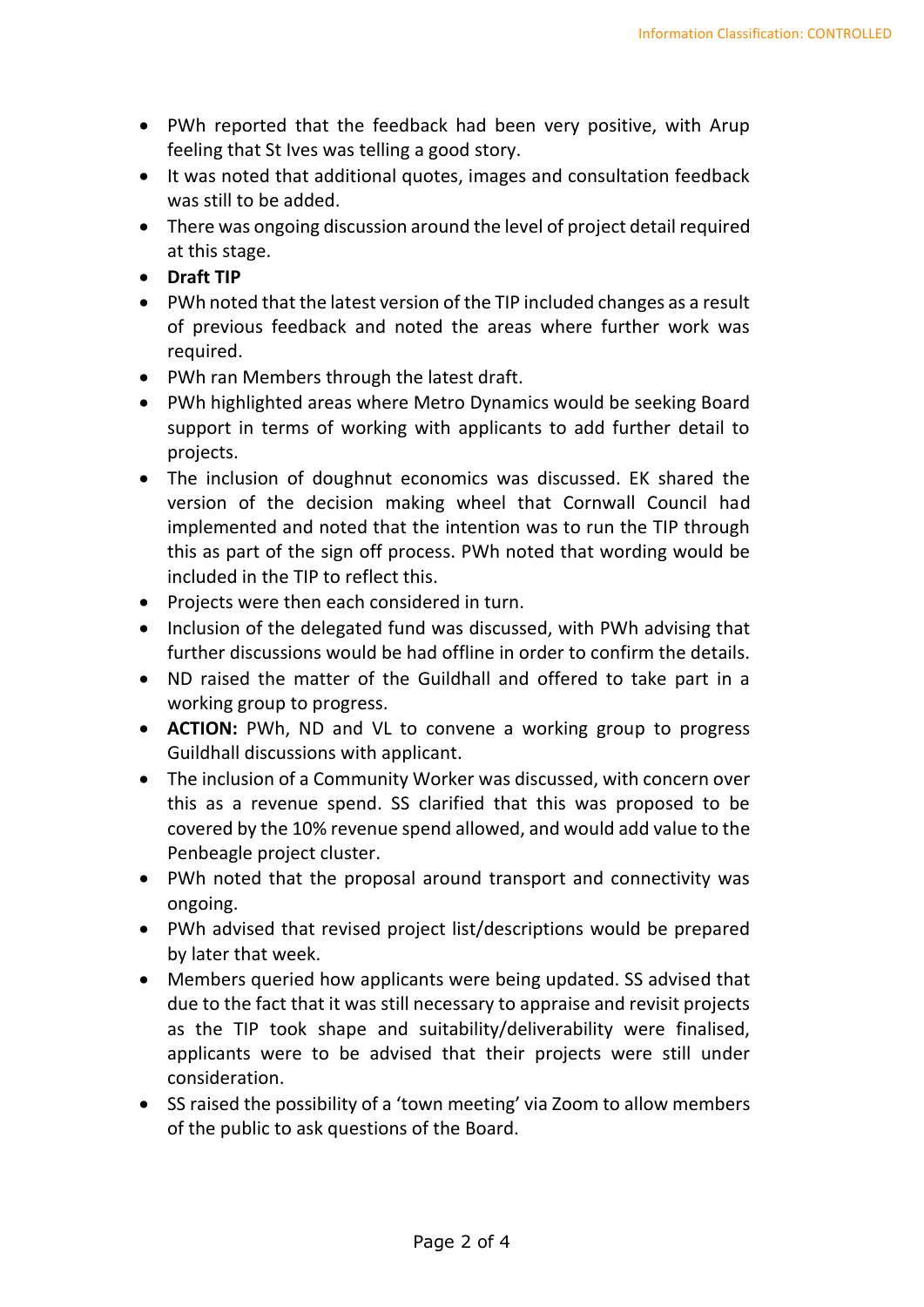- PWh reported that the feedback had been very positive, with Arup feeling that St Ives was telling a good story.
- It was noted that additional quotes, images and consultation feedback was still to be added.
- There was ongoing discussion around the level of project detail required at this stage.
- **Draft TIP**
- PWh noted that the latest version of the TIP included changes as a result of previous feedback and noted the areas where further work was required.
- PWh ran Members through the latest draft.
- PWh highlighted areas where Metro Dynamics would be seeking Board support in terms of working with applicants to add further detail to projects.
- The inclusion of doughnut economics was discussed. EK shared the version of the decision making wheel that Cornwall Council had implemented and noted that the intention was to run the TIP through this as part of the sign off process. PWh noted that wording would be included in the TIP to reflect this.
- Projects were then each considered in turn.
- Inclusion of the delegated fund was discussed, with PWh advising that further discussions would be had offline in order to confirm the details.
- ND raised the matter of the Guildhall and offered to take part in a working group to progress.
- **ACTION:** PWh, ND and VL to convene a working group to progress Guildhall discussions with applicant.
- The inclusion of a Community Worker was discussed, with concern over this as a revenue spend. SS clarified that this was proposed to be covered by the 10% revenue spend allowed, and would add value to the Penbeagle project cluster.
- PWh noted that the proposal around transport and connectivity was ongoing.
- PWh advised that revised project list/descriptions would be prepared by later that week.
- Members queried how applicants were being updated. SS advised that due to the fact that it was still necessary to appraise and revisit projects as the TIP took shape and suitability/deliverability were finalised, applicants were to be advised that their projects were still under consideration.
- SS raised the possibility of a 'town meeting' via Zoom to allow members of the public to ask questions of the Board.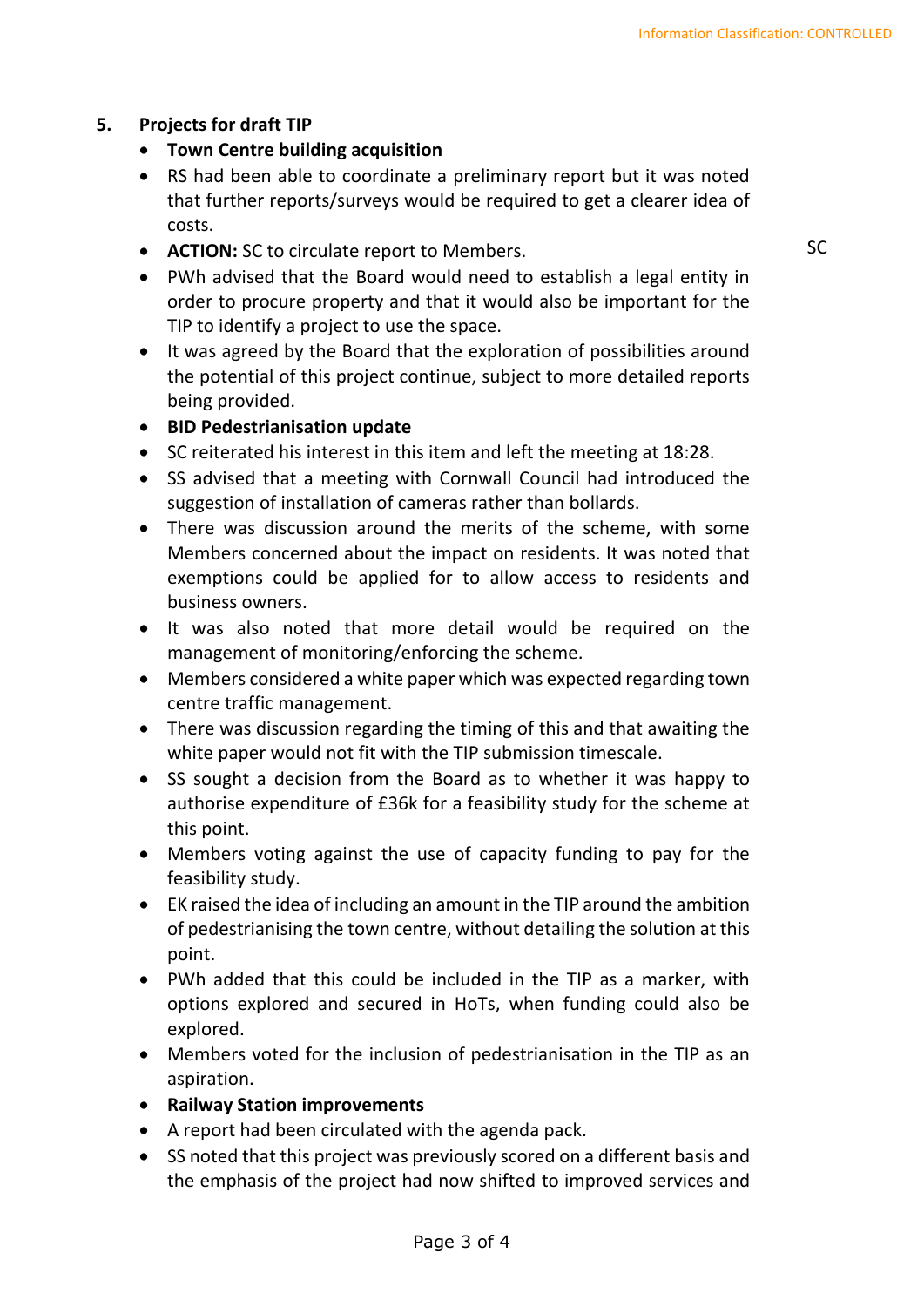## 5. Projects for draft TIP

- **Town Centre building acquisition**
- RS had been able to coordinate a preliminary report but it was noted that further reports/surveys would be required to get a clearer idea of costs.
- **ACTION:** SC to circulate report to Members. SC
- PWh advised that the Board would need to establish a legal entity in order to procure property and that it would also be important for the TIP to identify a project to use the space.
- It was agreed by the Board that the exploration of possibilities around the potential of this project continue, subject to more detailed reports being provided.
- **BID Pedestrianisation update**
- SC reiterated his interest in this item and left the meeting at 18:28.
- SS advised that a meeting with Cornwall Council had introduced the suggestion of installation of cameras rather than bollards.
- There was discussion around the merits of the scheme, with some Members concerned about the impact on residents. It was noted that exemptions could be applied for to allow access to residents and business owners.
- It was also noted that more detail would be required on the management of monitoring/enforcing the scheme.
- Members considered a white paper which was expected regarding town centre traffic management.
- There was discussion regarding the timing of this and that awaiting the white paper would not fit with the TIP submission timescale.
- SS sought a decision from the Board as to whether it was happy to authorise expenditure of £36k for a feasibility study for the scheme at this point.
- Members voting against the use of capacity funding to pay for the feasibility study.
- EK raised the idea of including an amount in the TIP around the ambition of pedestrianising the town centre, without detailing the solution at this point.
- PWh added that this could be included in the TIP as a marker, with options explored and secured in HoTs, when funding could also be explored.
- Members voted for the inclusion of pedestrianisation in the TIP as an aspiration.
- **Railway Station improvements**
- A report had been circulated with the agenda pack.
- SS noted that this project was previously scored on a different basis and the emphasis of the project had now shifted to improved services and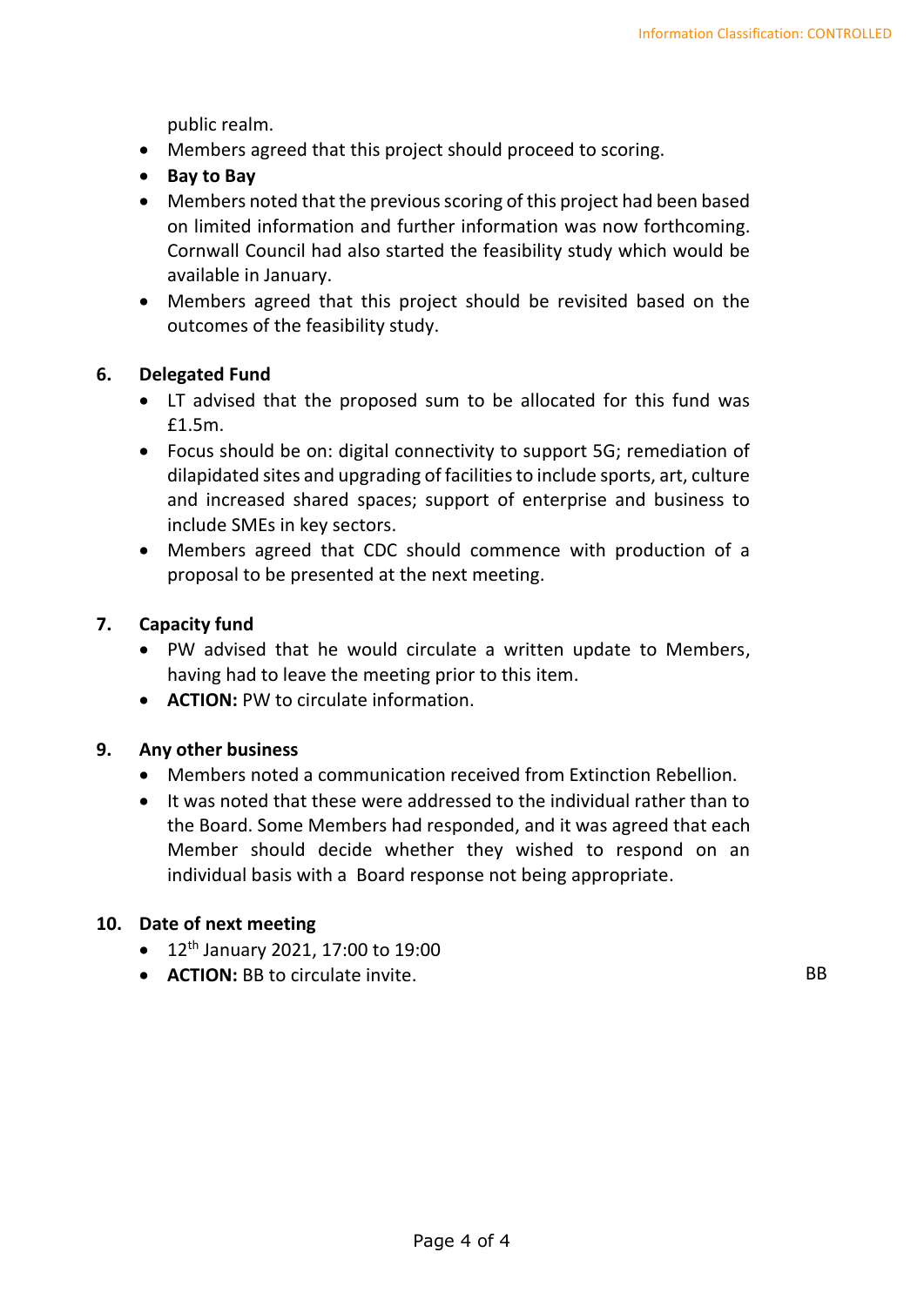public realm.

- Members agreed that this project should proceed to scoring.
- **Bay to Bay**
- Members noted that the previous scoring of this project had been based on limited information and further information was now forthcoming. Cornwall Council had also started the feasibility study which would be available in January.
- Members agreed that this project should be revisited based on the outcomes of the feasibility study.

## 6. Delegated Fund

- LT advised that the proposed sum to be allocated for this fund was £1.5m.
- Focus should be on: digital connectivity to support 5G; remediation of dilapidated sites and upgrading of facilities to include sports, art, culture and increased shared spaces; support of enterprise and business to include SMEs in key sectors.
- Members agreed that CDC should commence with production of a proposal to be presented at the next meeting.

## 7. Capacity fund

- PW advised that he would circulate a written update to Members, having had to leave the meeting prior to this item.
- **ACTION:** PW to circulate information.

## 9. Any other business

- Members noted a communication received from Extinction Rebellion.
- It was noted that these were addressed to the individual rather than to the Board. Some Members had responded, and it was agreed that each Member should decide whether they wished to respond on an individual basis with a Board response not being appropriate.

## 10. Date of next meeting

- 12th January 2021, 17:00 to 19:00
- **ACTION:** BB to circulate invite. BB